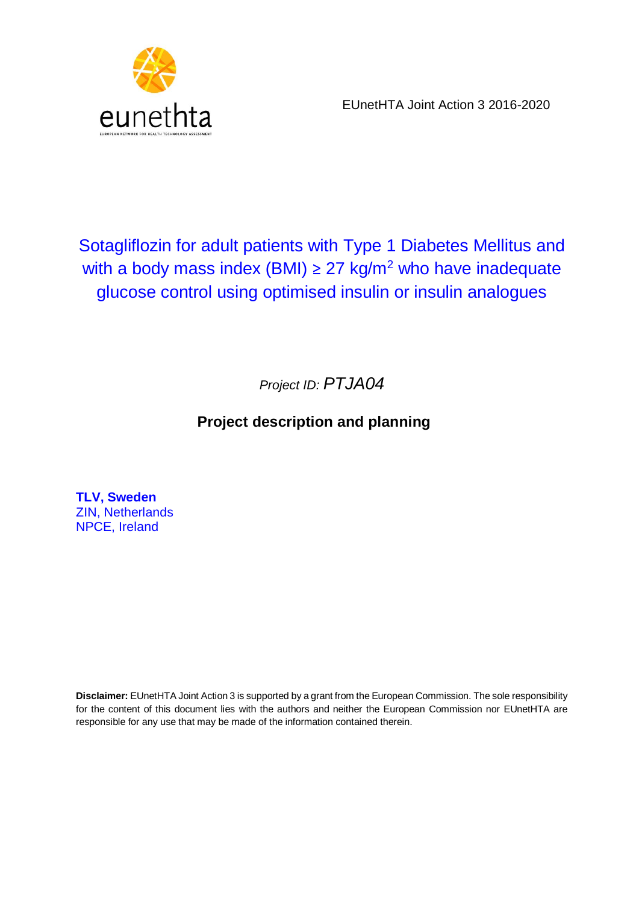EUnetHTA Joint Action 3 2016-2020

# Sotagliflozin for adult patients with Type 1 Diabetes Mellitus and with a body mass index (BMI) ≥ 27 kg/m$^2$ who have inadequate glucose control using optimised insulin or insulin analogues

*Project ID: PTJA04*

**Project description and planning**

**TLV, Sweden**
ZIN, Netherlands
NPCE, Ireland

**Disclaimer:** EUnetHTA Joint Action 3 is supported by a grant from the European Commission. The sole responsibility for the content of this document lies with the authors and neither the European Commission nor EUnetHTA are responsible for any use that may be made of the information contained therein.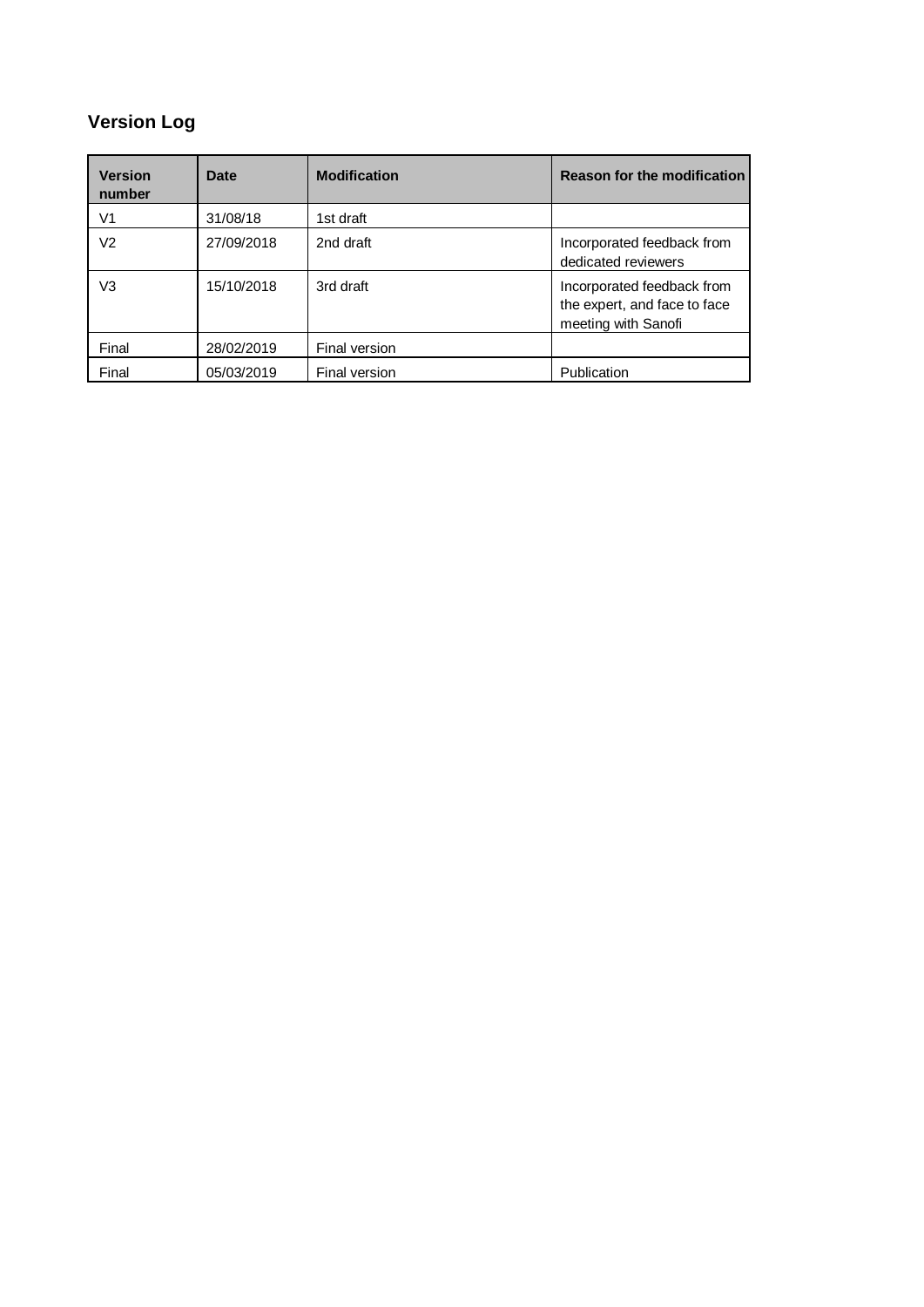## Version Log

| Version number | Date | Modification | Reason for the modification |
|---|---|---|---|
| V1 | 31/08/18 | 1st draft | |
| V2 | 27/09/2018 | 2nd draft | Incorporated feedback from dedicated reviewers |
| V3 | 15/10/2018 | 3rd draft | Incorporated feedback from the expert, and face to face meeting with Sanofi |
| Final | 28/02/2019 | Final version | |
| Final | 05/03/2019 | Final version | Publication |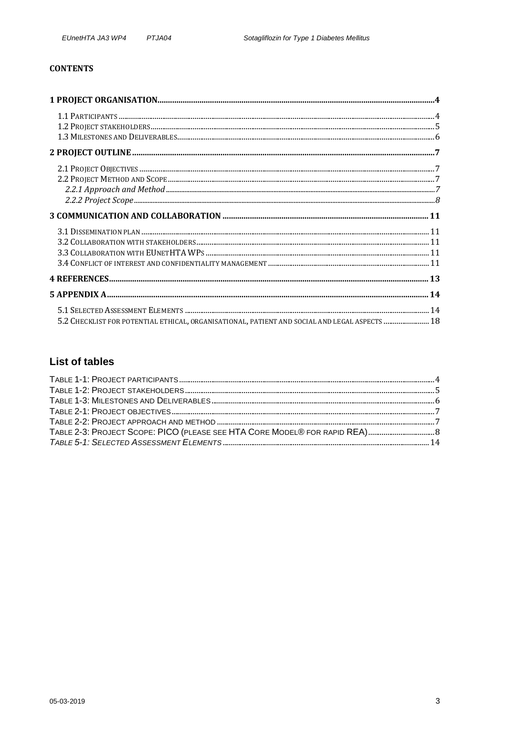**CONTENTS**

**1 PROJECT ORGANISATION** .... 4

1.1 PARTICIPANTS .... 4
1.2 PROJECT STAKEHOLDERS .... 5
1.3 MILESTONES AND DELIVERABLES .... 6

**2 PROJECT OUTLINE** .... 7

2.1 PROJECT OBJECTIVES .... 7
2.2 PROJECT METHOD AND SCOPE .... 7
*2.2.1 Approach and Method* .... 7
*2.2.2 Project Scope* .... 8

**3 COMMUNICATION AND COLLABORATION** .... 11

3.1 DISSEMINATION PLAN .... 11
3.2 COLLABORATION WITH STAKEHOLDERS .... 11
3.3 COLLABORATION WITH EUNETHTA WPS .... 11
3.4 CONFLICT OF INTEREST AND CONFIDENTIALITY MANAGEMENT .... 11

**4 REFERENCES** .... 13

**5 APPENDIX A** .... 14

5.1 SELECTED ASSESSMENT ELEMENTS .... 14
5.2 CHECKLIST FOR POTENTIAL ETHICAL, ORGANISATIONAL, PATIENT AND SOCIAL AND LEGAL ASPECTS .... 18

## List of tables

TABLE 1-1: PROJECT PARTICIPANTS .... 4
TABLE 1-2: PROJECT STAKEHOLDERS .... 5
TABLE 1-3: MILESTONES AND DELIVERABLES .... 6
TABLE 2-1: PROJECT OBJECTIVES .... 7
TABLE 2-2: PROJECT APPROACH AND METHOD .... 7
TABLE 2-3: PROJECT SCOPE: PICO (PLEASE SEE HTA CORE MODEL® FOR RAPID REA) .... 8
*TABLE 5-1: SELECTED ASSESSMENT ELEMENTS* .... 14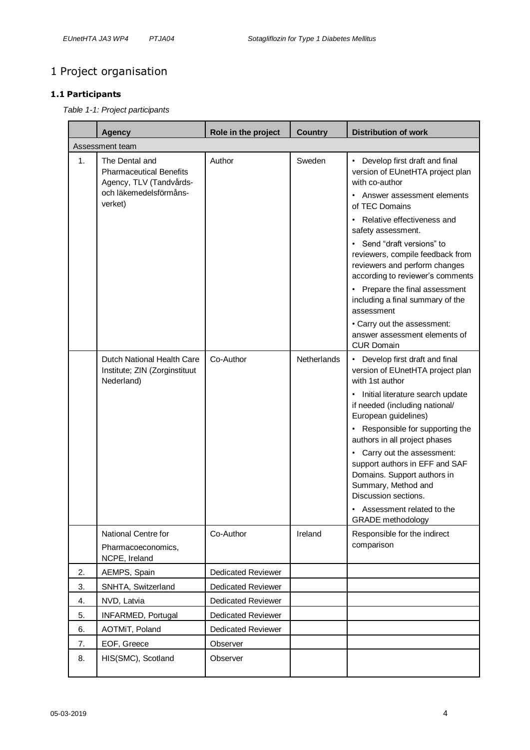# 1 Project organisation

## 1.1 Participants

*Table 1-1: Project participants*

| | Agency | Role in the project | Country | Distribution of work |
|---|---|---|---|---|
| Assessment team | | | | |
| 1. | The Dental and Pharmaceutical Benefits Agency, TLV (Tandvårds- och läkemedelsförmåns-verket) | Author | Sweden | • Develop first draft and final version of EUnetHTA project plan with co-author<br>• Answer assessment elements of TEC Domains<br>• Relative effectiveness and safety assessment.<br>• Send "draft versions" to reviewers, compile feedback from reviewers and perform changes according to reviewer's comments<br>• Prepare the final assessment including a final summary of the assessment<br>• Carry out the assessment: answer assessment elements of CUR Domain |
| | Dutch National Health Care Institute; ZIN (Zorginstituut Nederland) | Co-Author | Netherlands | • Develop first draft and final version of EUnetHTA project plan with 1st author<br>• Initial literature search update if needed (including national/ European guidelines)<br>• Responsible for supporting the authors in all project phases<br>• Carry out the assessment: support authors in EFF and SAF Domains. Support authors in Summary, Method and Discussion sections.<br>• Assessment related to the GRADE methodology |
| | National Centre for Pharmacoeconomics, NCPE, Ireland | Co-Author | Ireland | Responsible for the indirect comparison |
| 2. | AEMPS, Spain | Dedicated Reviewer | | |
| 3. | SNHTA, Switzerland | Dedicated Reviewer | | |
| 4. | NVD, Latvia | Dedicated Reviewer | | |
| 5. | INFARMED, Portugal | Dedicated Reviewer | | |
| 6. | AOTMiT, Poland | Dedicated Reviewer | | |
| 7. | EOF, Greece | Observer | | |
| 8. | HIS(SMC), Scotland | Observer | | |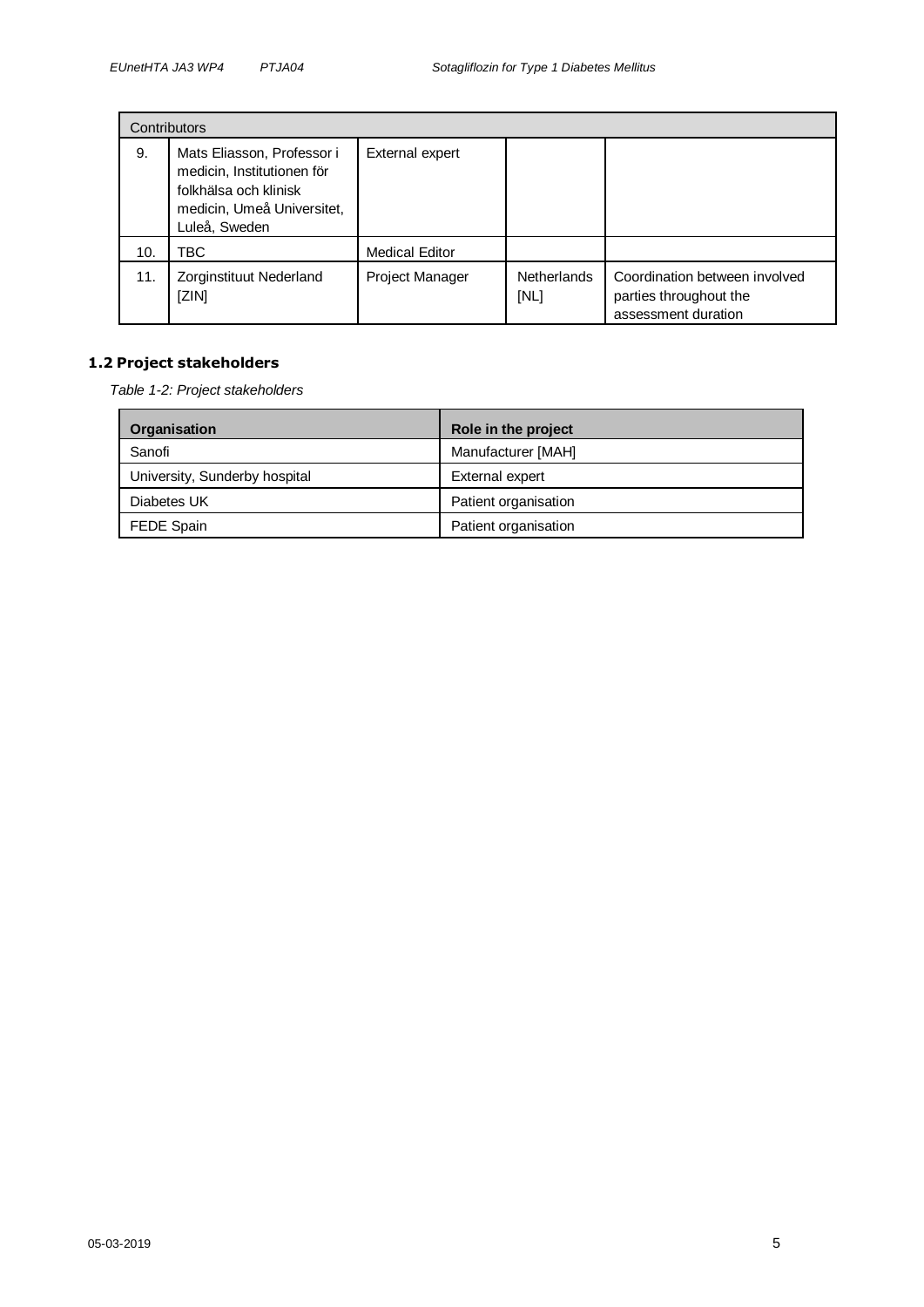| Contributors | | | | |
|---|---|---|---|---|
| 9. | Mats Eliasson, Professor i medicin, Institutionen för folkhälsa och klinisk medicin, Umeå Universitet, Luleå, Sweden | External expert | | |
| 10. | TBC | Medical Editor | | |
| 11. | Zorginstituut Nederland [ZIN] | Project Manager | Netherlands [NL] | Coordination between involved parties throughout the assessment duration |

## 1.2 Project stakeholders

*Table 1-2: Project stakeholders*

| Organisation | Role in the project |
|---|---|
| Sanofi | Manufacturer [MAH] |
| University, Sunderby hospital | External expert |
| Diabetes UK | Patient organisation |
| FEDE Spain | Patient organisation |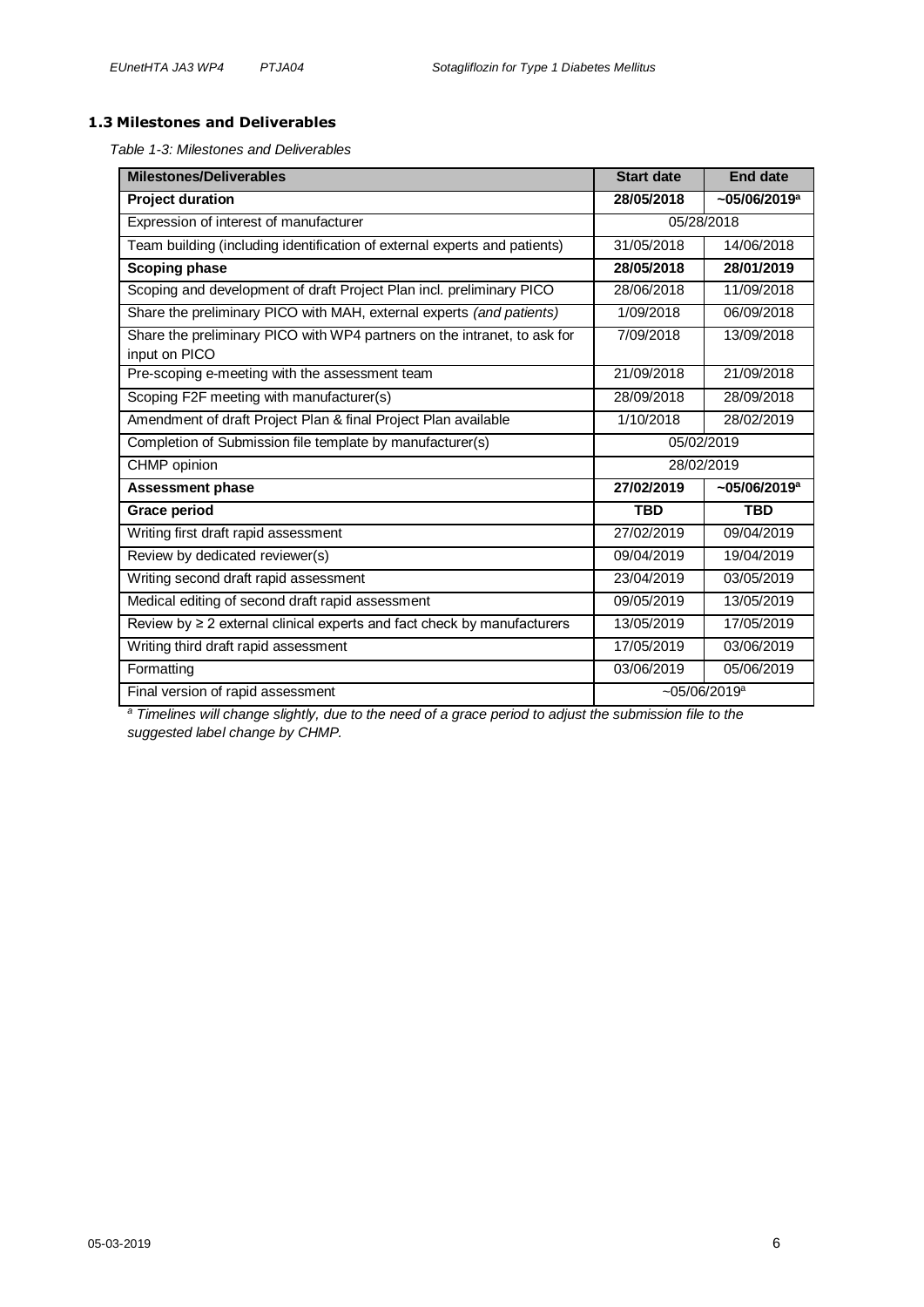## 1.3 Milestones and Deliverables

*Table 1-3: Milestones and Deliverables*

| Milestones/Deliverables | Start date | End date |
|---|---|---|
| **Project duration** | **28/05/2018** | **~05/06/2019[a]** |
| Expression of interest of manufacturer | 05/28/2018 | |
| Team building (including identification of external experts and patients) | 31/05/2018 | 14/06/2018 |
| **Scoping phase** | **28/05/2018** | **28/01/2019** |
| Scoping and development of draft Project Plan incl. preliminary PICO | 28/06/2018 | 11/09/2018 |
| Share the preliminary PICO with MAH, external experts *(and patients)* | 1/09/2018 | 06/09/2018 |
| Share the preliminary PICO with WP4 partners on the intranet, to ask for input on PICO | 7/09/2018 | 13/09/2018 |
| Pre-scoping e-meeting with the assessment team | 21/09/2018 | 21/09/2018 |
| Scoping F2F meeting with manufacturer(s) | 28/09/2018 | 28/09/2018 |
| Amendment of draft Project Plan & final Project Plan available | 1/10/2018 | 28/02/2019 |
| Completion of Submission file template by manufacturer(s) | 05/02/2019 | |
| CHMP opinion | 28/02/2019 | |
| **Assessment phase** | **27/02/2019** | **~05/06/2019[a]** |
| **Grace period** | **TBD** | **TBD** |
| Writing first draft rapid assessment | 27/02/2019 | 09/04/2019 |
| Review by dedicated reviewer(s) | 09/04/2019 | 19/04/2019 |
| Writing second draft rapid assessment | 23/04/2019 | 03/05/2019 |
| Medical editing of second draft rapid assessment | 09/05/2019 | 13/05/2019 |
| Review by ≥ 2 external clinical experts and fact check by manufacturers | 13/05/2019 | 17/05/2019 |
| Writing third draft rapid assessment | 17/05/2019 | 03/06/2019 |
| Formatting | 03/06/2019 | 05/06/2019 |
| Final version of rapid assessment | ~05/06/2019[a] | |

*[a] Timelines will change slightly, due to the need of a grace period to adjust the submission file to the suggested label change by CHMP.*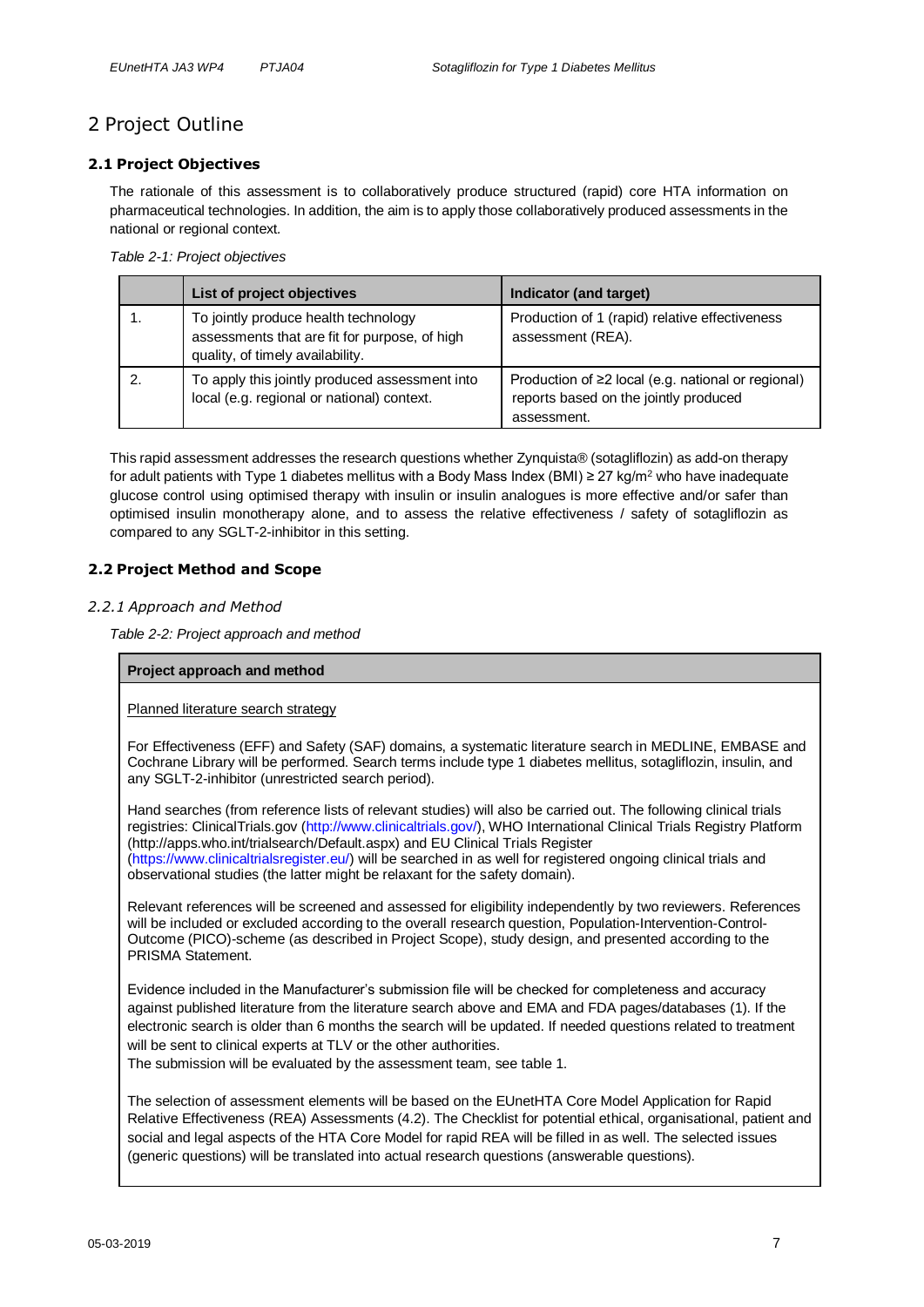# 2 Project Outline

## 2.1 Project Objectives

The rationale of this assessment is to collaboratively produce structured (rapid) core HTA information on pharmaceutical technologies. In addition, the aim is to apply those collaboratively produced assessments in the national or regional context.

*Table 2-1: Project objectives*

| | List of project objectives | Indicator (and target) |
|---|---|---|
| 1. | To jointly produce health technology assessments that are fit for purpose, of high quality, of timely availability. | Production of 1 (rapid) relative effectiveness assessment (REA). |
| 2. | To apply this jointly produced assessment into local (e.g. regional or national) context. | Production of ≥2 local (e.g. national or regional) reports based on the jointly produced assessment. |

This rapid assessment addresses the research questions whether Zynquista® (sotagliflozin) as add-on therapy for adult patients with Type 1 diabetes mellitus with a Body Mass Index (BMI) ≥ 27 kg/m$^2$ who have inadequate glucose control using optimised therapy with insulin or insulin analogues is more effective and/or safer than optimised insulin monotherapy alone, and to assess the relative effectiveness / safety of sotagliflozin as compared to any SGLT-2-inhibitor in this setting.

## 2.2 Project Method and Scope

### *2.2.1 Approach and Method*

*Table 2-2: Project approach and method*

| Project approach and method |
|---|
| Planned literature search strategy<br><br>For Effectiveness (EFF) and Safety (SAF) domains, a systematic literature search in MEDLINE, EMBASE and Cochrane Library will be performed. Search terms include type 1 diabetes mellitus, sotagliflozin, insulin, and any SGLT-2-inhibitor (unrestricted search period).<br><br>Hand searches (from reference lists of relevant studies) will also be carried out. The following clinical trials registries: ClinicalTrials.gov (http://www.clinicaltrials.gov/), WHO International Clinical Trials Registry Platform (http://apps.who.int/trialsearch/Default.aspx) and EU Clinical Trials Register (https://www.clinicaltrialsregister.eu/) will be searched in as well for registered ongoing clinical trials and observational studies (the latter might be relaxant for the safety domain).<br><br>Relevant references will be screened and assessed for eligibility independently by two reviewers. References will be included or excluded according to the overall research question, Population-Intervention-Control-Outcome (PICO)-scheme (as described in Project Scope), study design, and presented according to the PRISMA Statement.<br><br>Evidence included in the Manufacturer's submission file will be checked for completeness and accuracy against published literature from the literature search above and EMA and FDA pages/databases (1). If the electronic search is older than 6 months the search will be updated. If needed questions related to treatment will be sent to clinical experts at TLV or the other authorities.<br>The submission will be evaluated by the assessment team, see table 1.<br><br>The selection of assessment elements will be based on the EUnetHTA Core Model Application for Rapid Relative Effectiveness (REA) Assessments (4.2). The Checklist for potential ethical, organisational, patient and social and legal aspects of the HTA Core Model for rapid REA will be filled in as well. The selected issues (generic questions) will be translated into actual research questions (answerable questions). |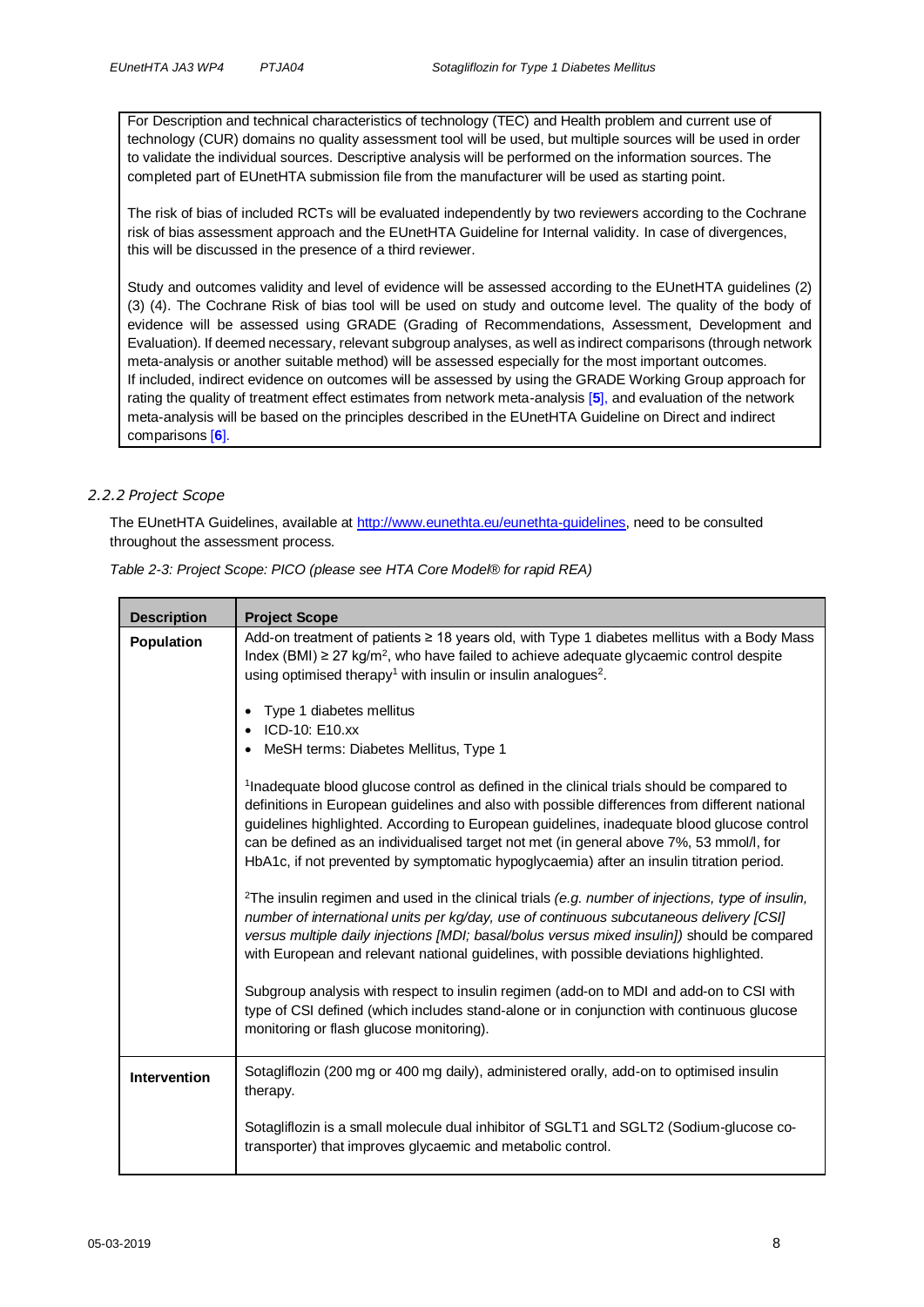For Description and technical characteristics of technology (TEC) and Health problem and current use of technology (CUR) domains no quality assessment tool will be used, but multiple sources will be used in order to validate the individual sources. Descriptive analysis will be performed on the information sources. The completed part of EUnetHTA submission file from the manufacturer will be used as starting point.

The risk of bias of included RCTs will be evaluated independently by two reviewers according to the Cochrane risk of bias assessment approach and the EUnetHTA Guideline for Internal validity. In case of divergences, this will be discussed in the presence of a third reviewer.

Study and outcomes validity and level of evidence will be assessed according to the EUnetHTA guidelines (2) (3) (4). The Cochrane Risk of bias tool will be used on study and outcome level. The quality of the body of evidence will be assessed using GRADE (Grading of Recommendations, Assessment, Development and Evaluation). If deemed necessary, relevant subgroup analyses, as well as indirect comparisons (through network meta-analysis or another suitable method) will be assessed especially for the most important outcomes.
If included, indirect evidence on outcomes will be assessed by using the GRADE Working Group approach for rating the quality of treatment effect estimates from network meta-analysis [5], and evaluation of the network meta-analysis will be based on the principles described in the EUnetHTA Guideline on Direct and indirect comparisons [6].

### 2.2.2 Project Scope

The EUnetHTA Guidelines, available at http://www.eunethta.eu/eunethta-guidelines, need to be consulted throughout the assessment process.

*Table 2-3: Project Scope: PICO (please see HTA Core Model® for rapid REA)*

| Description | Project Scope |
|---|---|
| **Population** | Add-on treatment of patients ≥ 18 years old, with Type 1 diabetes mellitus with a Body Mass Index (BMI) ≥ 27 kg/m$^2$, who have failed to achieve adequate glycaemic control despite using optimised therapy[1] with insulin or insulin analogues[2].<br><br>• Type 1 diabetes mellitus<br>• ICD-10: E10.xx<br>• MeSH terms: Diabetes Mellitus, Type 1<br><br>[1]Inadequate blood glucose control as defined in the clinical trials should be compared to definitions in European guidelines and also with possible differences from different national guidelines highlighted. According to European guidelines, inadequate blood glucose control can be defined as an individualised target not met (in general above 7%, 53 mmol/l, for HbA1c, if not prevented by symptomatic hypoglycaemia) after an insulin titration period.<br><br>[2]The insulin regimen and used in the clinical trials *(e.g. number of injections, type of insulin, number of international units per kg/day, use of continuous subcutaneous delivery [CSI] versus multiple daily injections [MDI; basal/bolus versus mixed insulin])* should be compared with European and relevant national guidelines, with possible deviations highlighted.<br><br>Subgroup analysis with respect to insulin regimen (add-on to MDI and add-on to CSI with type of CSI defined (which includes stand-alone or in conjunction with continuous glucose monitoring or flash glucose monitoring). |
| **Intervention** | Sotagliflozin (200 mg or 400 mg daily), administered orally, add-on to optimised insulin therapy.<br><br>Sotagliflozin is a small molecule dual inhibitor of SGLT1 and SGLT2 (Sodium-glucose co-transporter) that improves glycaemic and metabolic control. |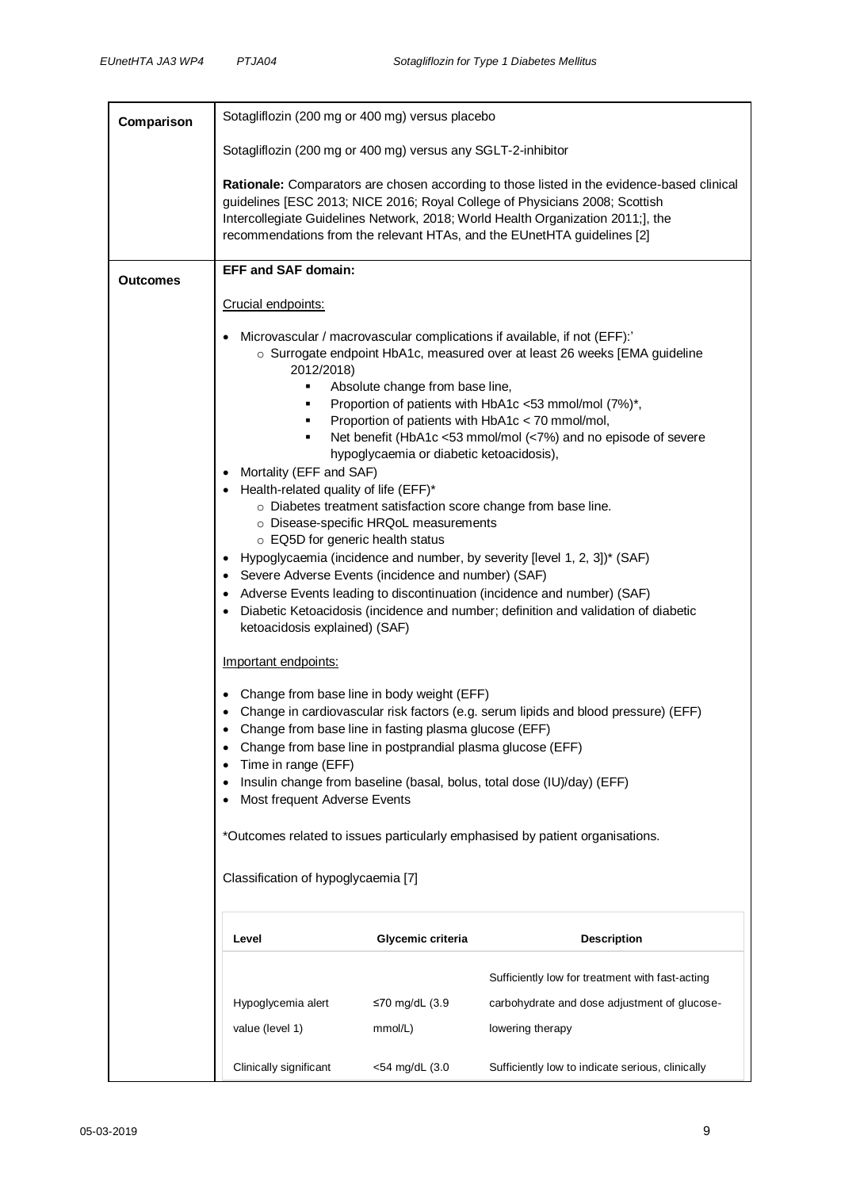| | |
|---|---|
| **Comparison** | Sotagliflozin (200 mg or 400 mg) versus placebo<br><br>Sotagliflozin (200 mg or 400 mg) versus any SGLT-2-inhibitor<br><br>**Rationale:** Comparators are chosen according to those listed in the evidence-based clinical guidelines [ESC 2013; NICE 2016; Royal College of Physicians 2008; Scottish Intercollegiate Guidelines Network, 2018; World Health Organization 2011;], the recommendations from the relevant HTAs, and the EUnetHTA guidelines [2] |
| **Outcomes** | **EFF and SAF domain:**<br><br>Crucial endpoints:<br><br>• Microvascular / macrovascular complications if available, if not (EFF):'<br>&nbsp;&nbsp;&nbsp;&nbsp;○ Surrogate endpoint HbA1c, measured over at least 26 weeks [EMA guideline 2012/2018)<br>&nbsp;&nbsp;&nbsp;&nbsp;&nbsp;&nbsp;&nbsp;&nbsp;▪ Absolute change from base line,<br>&nbsp;&nbsp;&nbsp;&nbsp;&nbsp;&nbsp;&nbsp;&nbsp;▪ Proportion of patients with HbA1c <53 mmol/mol (7%)*,<br>&nbsp;&nbsp;&nbsp;&nbsp;&nbsp;&nbsp;&nbsp;&nbsp;▪ Proportion of patients with HbA1c < 70 mmol/mol,<br>&nbsp;&nbsp;&nbsp;&nbsp;&nbsp;&nbsp;&nbsp;&nbsp;▪ Net benefit (HbA1c <53 mmol/mol (<7%) and no episode of severe hypoglycaemia or diabetic ketoacidosis),<br>• Mortality (EFF and SAF)<br>• Health-related quality of life (EFF)*<br>&nbsp;&nbsp;&nbsp;&nbsp;○ Diabetes treatment satisfaction score change from base line.<br>&nbsp;&nbsp;&nbsp;&nbsp;○ Disease-specific HRQoL measurements<br>&nbsp;&nbsp;&nbsp;&nbsp;○ EQ5D for generic health status<br>• Hypoglycaemia (incidence and number, by severity [level 1, 2, 3])* (SAF)<br>• Severe Adverse Events (incidence and number) (SAF)<br>• Adverse Events leading to discontinuation (incidence and number) (SAF)<br>• Diabetic Ketoacidosis (incidence and number; definition and validation of diabetic ketoacidosis explained) (SAF)<br><br>Important endpoints:<br><br>• Change from base line in body weight (EFF)<br>• Change in cardiovascular risk factors (e.g. serum lipids and blood pressure) (EFF)<br>• Change from base line in fasting plasma glucose (EFF)<br>• Change from base line in postprandial plasma glucose (EFF)<br>• Time in range (EFF)<br>• Insulin change from baseline (basal, bolus, total dose (IU)/day) (EFF)<br>• Most frequent Adverse Events<br><br>*Outcomes related to issues particularly emphasised by patient organisations.<br><br>Classification of hypoglycaemia [7] |

| Level | Glycemic criteria | Description |
|---|---|---|
| Hypoglycemia alert value (level 1) | ≤70 mg/dL (3.9 mmol/L) | Sufficiently low for treatment with fast-acting carbohydrate and dose adjustment of glucose-lowering therapy |
| Clinically significant | <54 mg/dL (3.0 | Sufficiently low to indicate serious, clinically |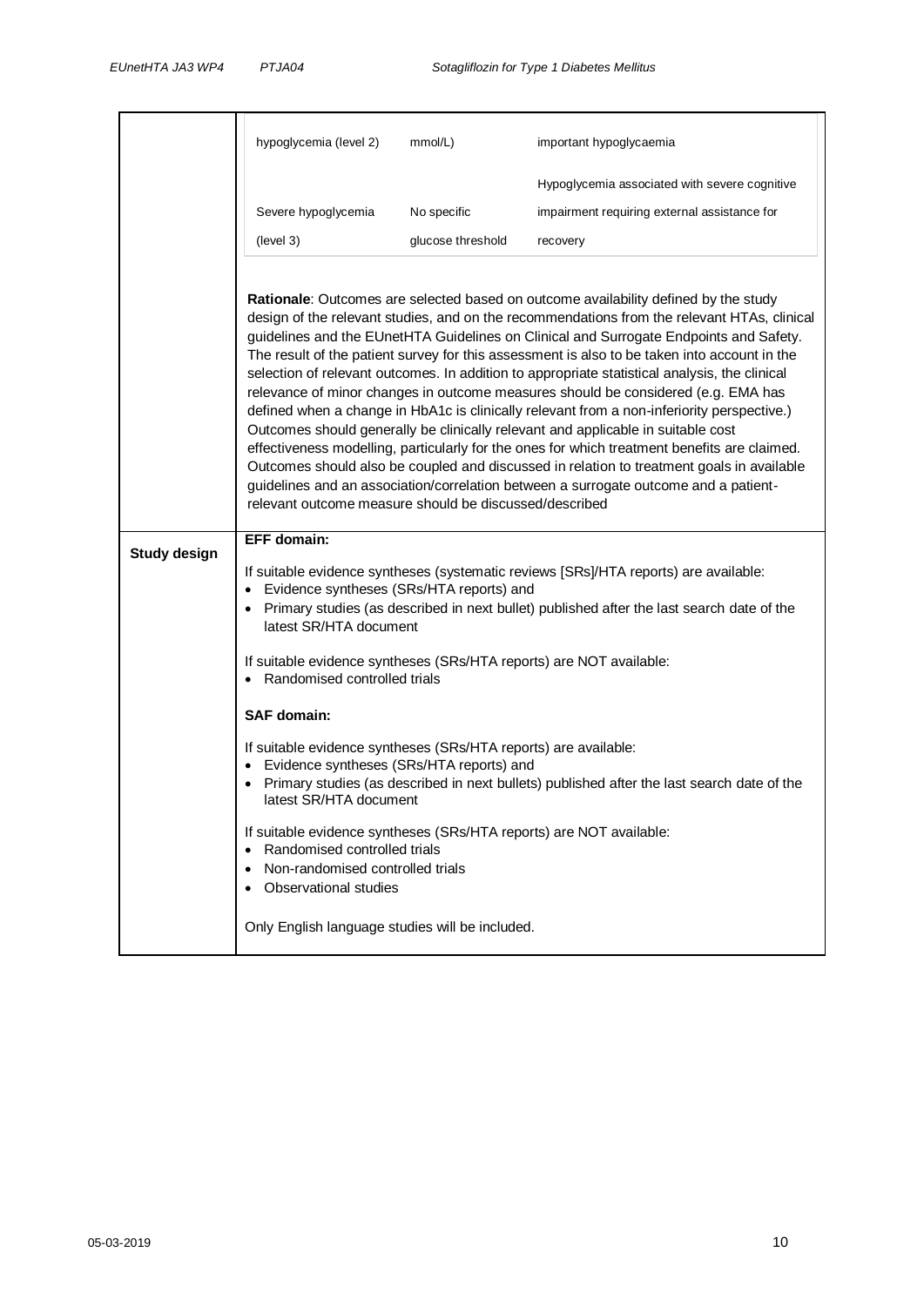| | | | |
|---|---|---|---|
| | hypoglycemia (level 2) | mmol/L) | important hypoglycaemia |
| | Severe hypoglycemia (level 3) | No specific glucose threshold | Hypoglycemia associated with severe cognitive impairment requiring external assistance for recovery |

**Rationale**: Outcomes are selected based on outcome availability defined by the study design of the relevant studies, and on the recommendations from the relevant HTAs, clinical guidelines and the EUnetHTA Guidelines on Clinical and Surrogate Endpoints and Safety. The result of the patient survey for this assessment is also to be taken into account in the selection of relevant outcomes. In addition to appropriate statistical analysis, the clinical relevance of minor changes in outcome measures should be considered (e.g. EMA has defined when a change in HbA1c is clinically relevant from a non-inferiority perspective.) Outcomes should generally be clinically relevant and applicable in suitable cost effectiveness modelling, particularly for the ones for which treatment benefits are claimed. Outcomes should also be coupled and discussed in relation to treatment goals in available guidelines and an association/correlation between a surrogate outcome and a patient-relevant outcome measure should be discussed/described

**Study design**

**EFF domain:**

If suitable evidence syntheses (systematic reviews [SRs]/HTA reports) are available:
- Evidence syntheses (SRs/HTA reports) and
- Primary studies (as described in next bullet) published after the last search date of the latest SR/HTA document

If suitable evidence syntheses (SRs/HTA reports) are NOT available:
- Randomised controlled trials

**SAF domain:**

If suitable evidence syntheses (SRs/HTA reports) are available:
- Evidence syntheses (SRs/HTA reports) and
- Primary studies (as described in next bullets) published after the last search date of the latest SR/HTA document

If suitable evidence syntheses (SRs/HTA reports) are NOT available:
- Randomised controlled trials
- Non-randomised controlled trials
- Observational studies

Only English language studies will be included.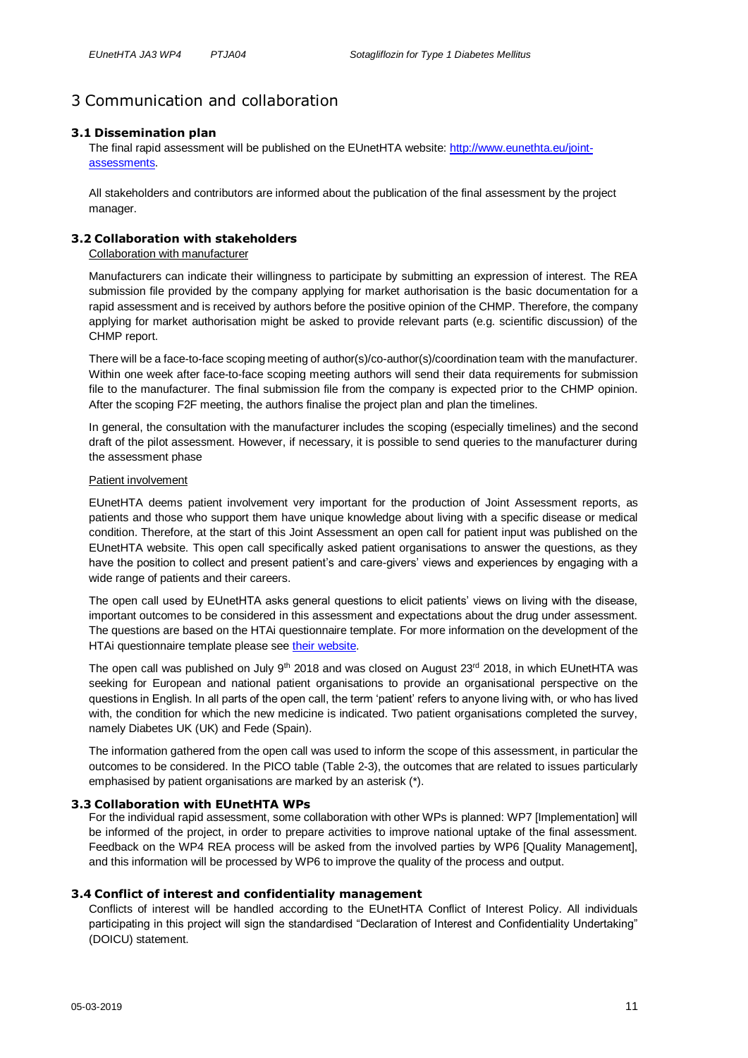# 3 Communication and collaboration

## 3.1 Dissemination plan

The final rapid assessment will be published on the EUnetHTA website: [http://www.eunethta.eu/joint-assessments](http://www.eunethta.eu/joint-assessments).

All stakeholders and contributors are informed about the publication of the final assessment by the project manager.

## 3.2 Collaboration with stakeholders

Collaboration with manufacturer

Manufacturers can indicate their willingness to participate by submitting an expression of interest. The REA submission file provided by the company applying for market authorisation is the basic documentation for a rapid assessment and is received by authors before the positive opinion of the CHMP. Therefore, the company applying for market authorisation might be asked to provide relevant parts (e.g. scientific discussion) of the CHMP report.

There will be a face-to-face scoping meeting of author(s)/co-author(s)/coordination team with the manufacturer. Within one week after face-to-face scoping meeting authors will send their data requirements for submission file to the manufacturer. The final submission file from the company is expected prior to the CHMP opinion. After the scoping F2F meeting, the authors finalise the project plan and plan the timelines.

In general, the consultation with the manufacturer includes the scoping (especially timelines) and the second draft of the pilot assessment. However, if necessary, it is possible to send queries to the manufacturer during the assessment phase

Patient involvement

EUnetHTA deems patient involvement very important for the production of Joint Assessment reports, as patients and those who support them have unique knowledge about living with a specific disease or medical condition. Therefore, at the start of this Joint Assessment an open call for patient input was published on the EUnetHTA website. This open call specifically asked patient organisations to answer the questions, as they have the position to collect and present patient's and care-givers' views and experiences by engaging with a wide range of patients and their careers.

The open call used by EUnetHTA asks general questions to elicit patients' views on living with the disease, important outcomes to be considered in this assessment and expectations about the drug under assessment. The questions are based on the HTAi questionnaire template. For more information on the development of the HTAi questionnaire template please see their website.

The open call was published on July 9th 2018 and was closed on August 23rd 2018, in which EUnetHTA was seeking for European and national patient organisations to provide an organisational perspective on the questions in English. In all parts of the open call, the term 'patient' refers to anyone living with, or who has lived with, the condition for which the new medicine is indicated. Two patient organisations completed the survey, namely Diabetes UK (UK) and Fede (Spain).

The information gathered from the open call was used to inform the scope of this assessment, in particular the outcomes to be considered. In the PICO table (Table 2-3), the outcomes that are related to issues particularly emphasised by patient organisations are marked by an asterisk (*).

## 3.3 Collaboration with EUnetHTA WPs

For the individual rapid assessment, some collaboration with other WPs is planned: WP7 [Implementation] will be informed of the project, in order to prepare activities to improve national uptake of the final assessment. Feedback on the WP4 REA process will be asked from the involved parties by WP6 [Quality Management], and this information will be processed by WP6 to improve the quality of the process and output.

## 3.4 Conflict of interest and confidentiality management

Conflicts of interest will be handled according to the EUnetHTA Conflict of Interest Policy. All individuals participating in this project will sign the standardised "Declaration of Interest and Confidentiality Undertaking" (DOICU) statement.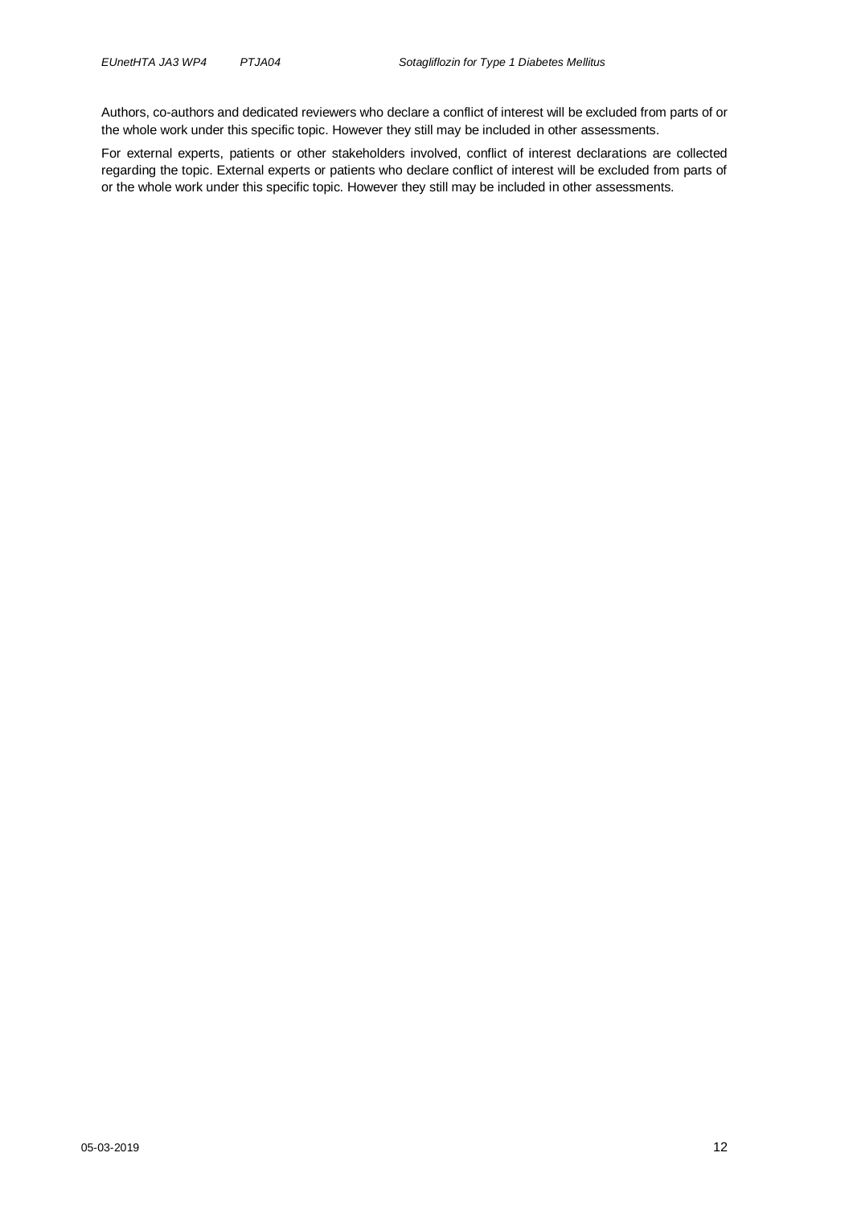Authors, co-authors and dedicated reviewers who declare a conflict of interest will be excluded from parts of or the whole work under this specific topic. However they still may be included in other assessments.

For external experts, patients or other stakeholders involved, conflict of interest declarations are collected regarding the topic. External experts or patients who declare conflict of interest will be excluded from parts of or the whole work under this specific topic. However they still may be included in other assessments.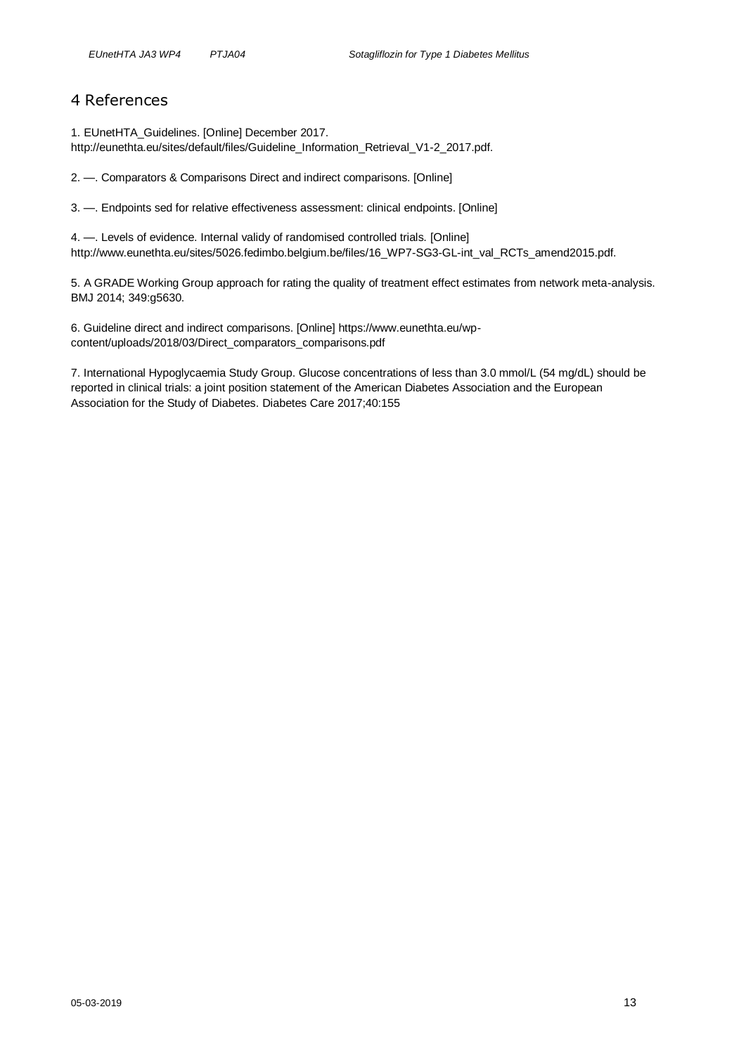# 4 References

1. EUnetHTA_Guidelines. [Online] December 2017. http://eunethta.eu/sites/default/files/Guideline_Information_Retrieval_V1-2_2017.pdf.

2. —. Comparators & Comparisons Direct and indirect comparisons. [Online]

3. —. Endpoints sed for relative effectiveness assessment: clinical endpoints. [Online]

4. —. Levels of evidence. Internal validy of randomised controlled trials. [Online] http://www.eunethta.eu/sites/5026.fedimbo.belgium.be/files/16_WP7-SG3-GL-int_val_RCTs_amend2015.pdf.

5. A GRADE Working Group approach for rating the quality of treatment effect estimates from network meta-analysis. BMJ 2014; 349:g5630.

6. Guideline direct and indirect comparisons. [Online] https://www.eunethta.eu/wp-content/uploads/2018/03/Direct_comparators_comparisons.pdf

7. International Hypoglycaemia Study Group. Glucose concentrations of less than 3.0 mmol/L (54 mg/dL) should be reported in clinical trials: a joint position statement of the American Diabetes Association and the European Association for the Study of Diabetes. Diabetes Care 2017;40:155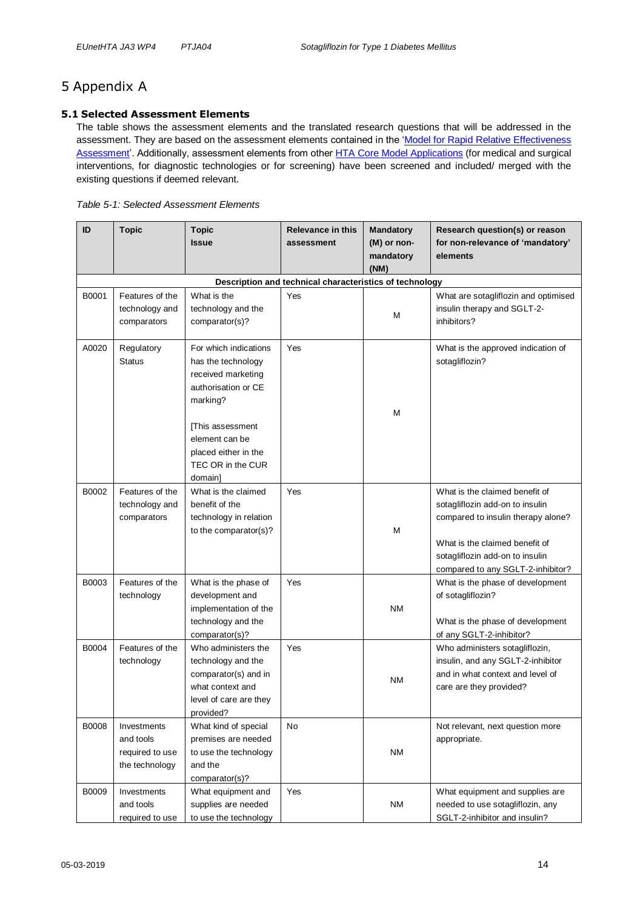# 5 Appendix A

### 5.1 Selected Assessment Elements

The table shows the assessment elements and the translated research questions that will be addressed in the assessment. They are based on the assessment elements contained in the 'Model for Rapid Relative Effectiveness Assessment'. Additionally, assessment elements from other HTA Core Model Applications (for medical and surgical interventions, for diagnostic technologies or for screening) have been screened and included/ merged with the existing questions if deemed relevant.

*Table 5-1: Selected Assessment Elements*

| ID | Topic | Topic Issue | Relevance in this assessment | Mandatory (M) or non-mandatory (NM) | Research question(s) or reason for non-relevance of 'mandatory' elements |
|---|---|---|---|---|---|
| **Description and technical characteristics of technology** | | | | | |
| B0001 | Features of the technology and comparators | What is the technology and the comparator(s)? | Yes | M | What are sotagliflozin and optimised insulin therapy and SGLT-2-inhibitors? |
| A0020 | Regulatory Status | For which indications has the technology received marketing authorisation or CE marking?<br><br>[This assessment element can be placed either in the TEC OR in the CUR domain] | Yes | M | What is the approved indication of sotagliflozin? |
| B0002 | Features of the technology and comparators | What is the claimed benefit of the technology in relation to the comparator(s)? | Yes | M | What is the claimed benefit of sotagliflozin add-on to insulin compared to insulin therapy alone?<br><br>What is the claimed benefit of sotagliflozin add-on to insulin compared to any SGLT-2-inhibitor? |
| B0003 | Features of the technology | What is the phase of development and implementation of the technology and the comparator(s)? | Yes | NM | What is the phase of development of sotagliflozin?<br><br>What is the phase of development of any SGLT-2-inhibitor? |
| B0004 | Features of the technology | Who administers the technology and the comparator(s) and in what context and level of care are they provided? | Yes | NM | Who administers sotagliflozin, insulin, and any SGLT-2-inhibitor and in what context and level of care are they provided? |
| B0008 | Investments and tools required to use the technology | What kind of special premises are needed to use the technology and the comparator(s)? | No | NM | Not relevant, next question more appropriate. |
| B0009 | Investments and tools required to use | What equipment and supplies are needed to use the technology | Yes | NM | What equipment and supplies are needed to use sotagliflozin, any SGLT-2-inhibitor and insulin? |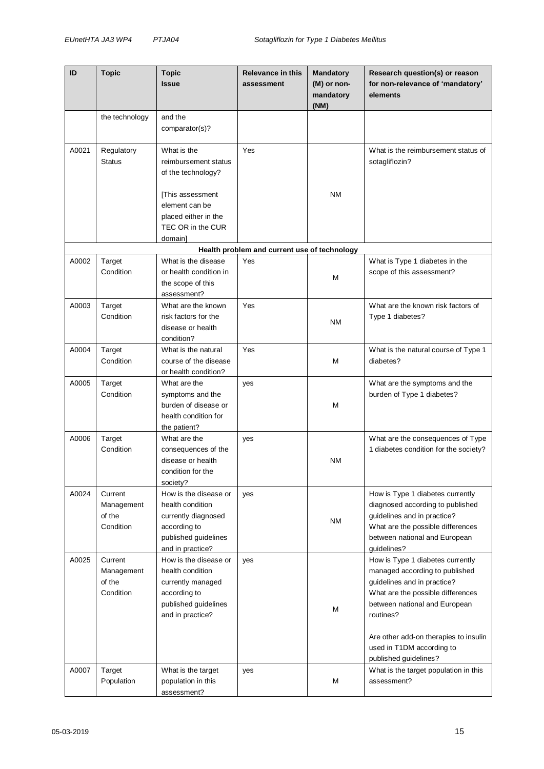| ID | Topic | Topic Issue | Relevance in this assessment | Mandatory (M) or non-mandatory (NM) | Research question(s) or reason for non-relevance of 'mandatory' elements |
|---|---|---|---|---|---|
| | the technology | and the comparator(s)? | | | |
| A0021 | Regulatory Status | What is the reimbursement status of the technology?<br><br>[This assessment element can be placed either in the TEC OR in the CUR domain] | Yes | NM | What is the reimbursement status of sotagliflozin? |
| | | | **Health problem and current use of technology** | | |
| A0002 | Target Condition | What is the disease or health condition in the scope of this assessment? | Yes | M | What is Type 1 diabetes in the scope of this assessment? |
| A0003 | Target Condition | What are the known risk factors for the disease or health condition? | Yes | NM | What are the known risk factors of Type 1 diabetes? |
| A0004 | Target Condition | What is the natural course of the disease or health condition? | Yes | M | What is the natural course of Type 1 diabetes? |
| A0005 | Target Condition | What are the symptoms and the burden of disease or health condition for the patient? | yes | M | What are the symptoms and the burden of Type 1 diabetes? |
| A0006 | Target Condition | What are the consequences of the disease or health condition for the society? | yes | NM | What are the consequences of Type 1 diabetes condition for the society? |
| A0024 | Current Management of the Condition | How is the disease or health condition currently diagnosed according to published guidelines and in practice? | yes | NM | How is Type 1 diabetes currently diagnosed according to published guidelines and in practice? What are the possible differences between national and European guidelines? |
| A0025 | Current Management of the Condition | How is the disease or health condition currently managed according to published guidelines and in practice? | yes | M | How is Type 1 diabetes currently managed according to published guidelines and in practice? What are the possible differences between national and European routines?<br><br>Are other add-on therapies to insulin used in T1DM according to published guidelines? |
| A0007 | Target Population | What is the target population in this assessment? | yes | M | What is the target population in this assessment? |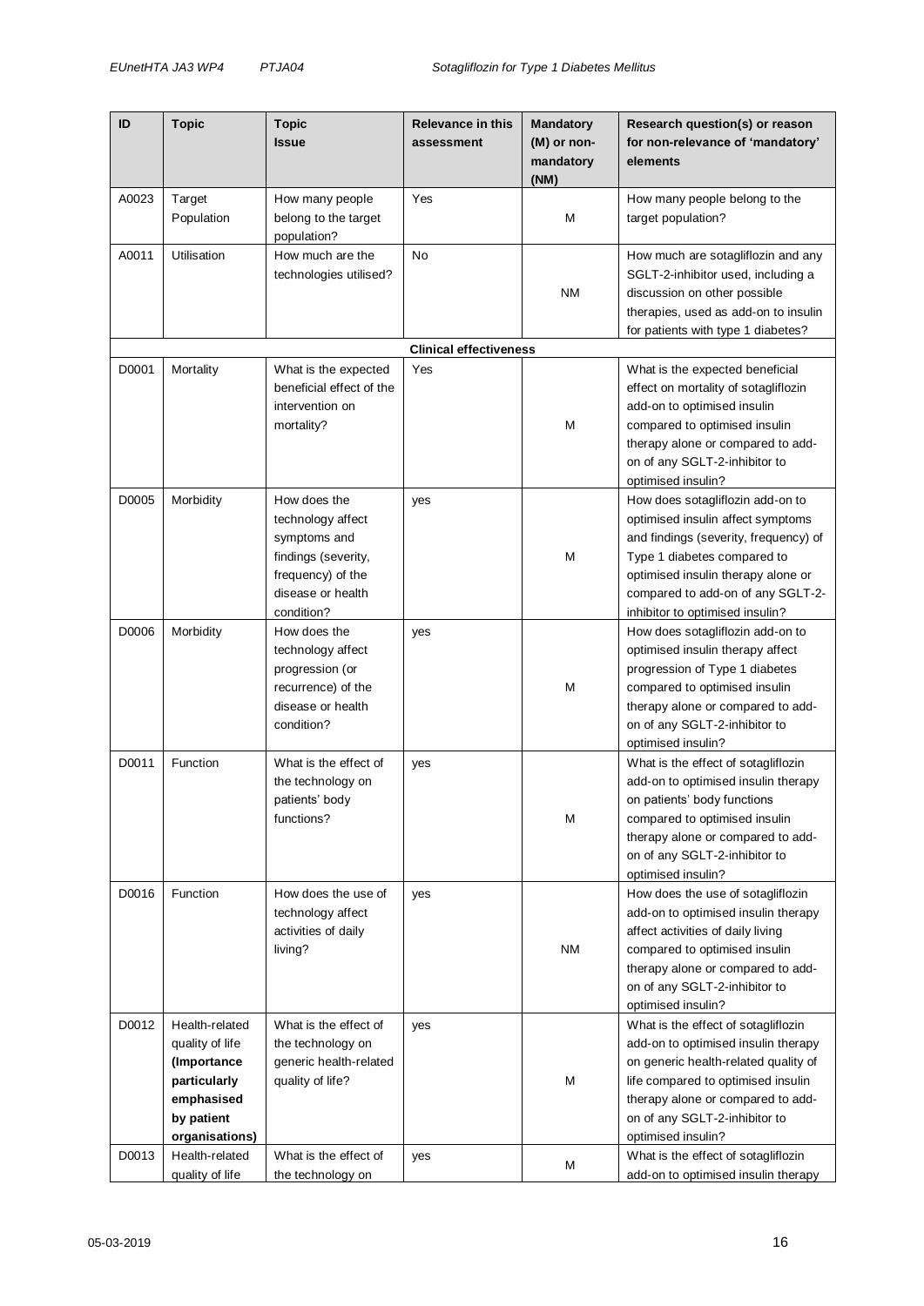| ID | Topic | Topic Issue | Relevance in this assessment | Mandatory (M) or non-mandatory (NM) | Research question(s) or reason for non-relevance of 'mandatory' elements |
|---|---|---|---|---|---|
| A0023 | Target Population | How many people belong to the target population? | Yes | M | How many people belong to the target population? |
| A0011 | Utilisation | How much are the technologies utilised? | No | NM | How much are sotagliflozin and any SGLT-2-inhibitor used, including a discussion on other possible therapies, used as add-on to insulin for patients with type 1 diabetes? |
| **Clinical effectiveness** | | | | | |
| D0001 | Mortality | What is the expected beneficial effect of the intervention on mortality? | Yes | M | What is the expected beneficial effect on mortality of sotagliflozin add-on to optimised insulin compared to optimised insulin therapy alone or compared to add-on of any SGLT-2-inhibitor to optimised insulin? |
| D0005 | Morbidity | How does the technology affect symptoms and findings (severity, frequency) of the disease or health condition? | yes | M | How does sotagliflozin add-on to optimised insulin affect symptoms and findings (severity, frequency) of Type 1 diabetes compared to optimised insulin therapy alone or compared to add-on of any SGLT-2-inhibitor to optimised insulin? |
| D0006 | Morbidity | How does the technology affect progression (or recurrence) of the disease or health condition? | yes | M | How does sotagliflozin add-on to optimised insulin therapy affect progression of Type 1 diabetes compared to optimised insulin therapy alone or compared to add-on of any SGLT-2-inhibitor to optimised insulin? |
| D0011 | Function | What is the effect of the technology on patients' body functions? | yes | M | What is the effect of sotagliflozin add-on to optimised insulin therapy on patients' body functions compared to optimised insulin therapy alone or compared to add-on of any SGLT-2-inhibitor to optimised insulin? |
| D0016 | Function | How does the use of technology affect activities of daily living? | yes | NM | How does the use of sotagliflozin add-on to optimised insulin therapy affect activities of daily living compared to optimised insulin therapy alone or compared to add-on of any SGLT-2-inhibitor to optimised insulin? |
| D0012 | Health-related quality of life **(Importance particularly emphasised by patient organisations)** | What is the effect of the technology on generic health-related quality of life? | yes | M | What is the effect of sotagliflozin add-on to optimised insulin therapy on generic health-related quality of life compared to optimised insulin therapy alone or compared to add-on of any SGLT-2-inhibitor to optimised insulin? |
| D0013 | Health-related quality of life | What is the effect of the technology on | yes | M | What is the effect of sotagliflozin add-on to optimised insulin therapy |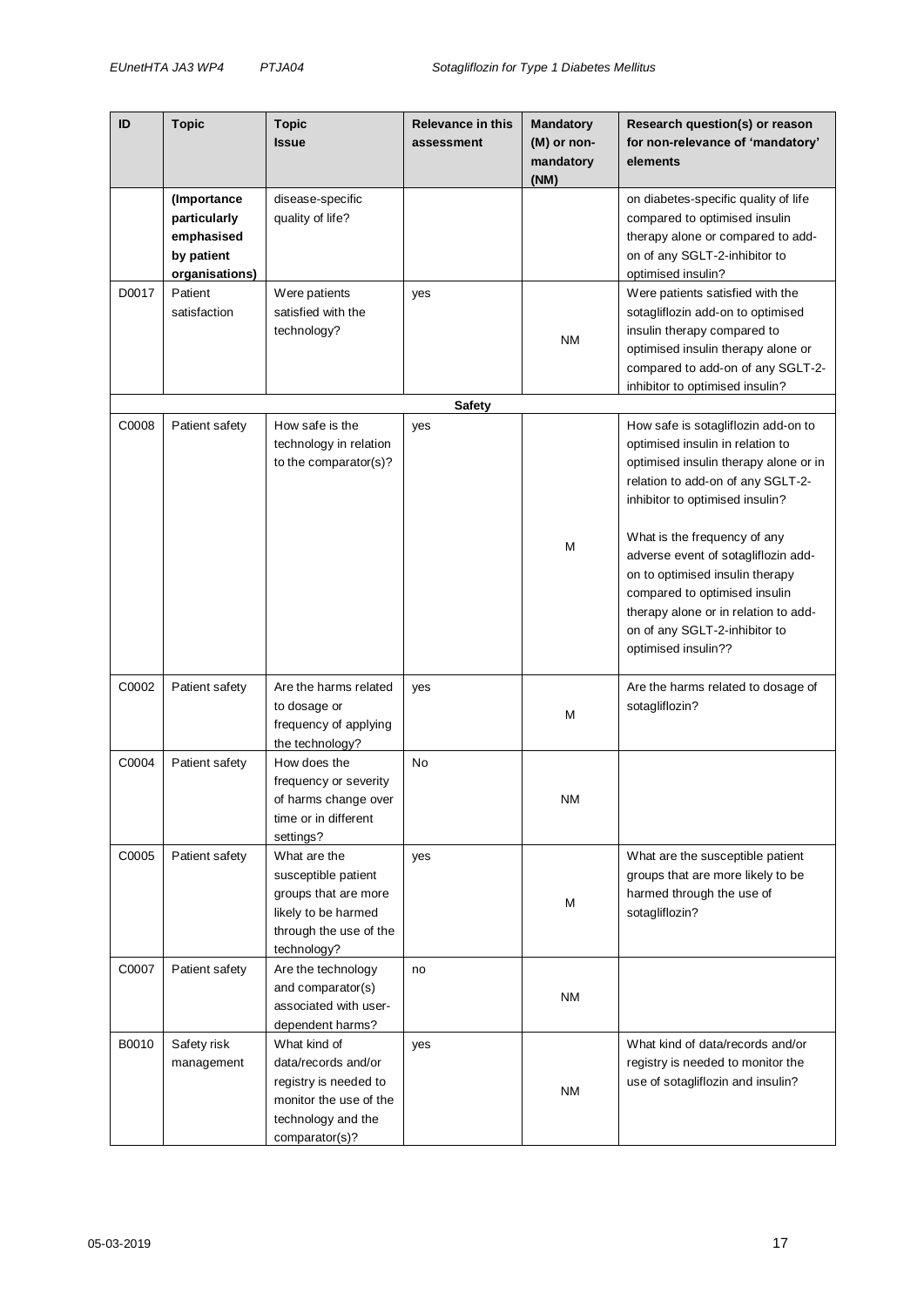| ID | Topic | Topic Issue | Relevance in this assessment | Mandatory (M) or non-mandatory (NM) | Research question(s) or reason for non-relevance of 'mandatory' elements |
|---|---|---|---|---|---|
| | **(Importance particularly emphasised by patient organisations)** | disease-specific quality of life? | | | on diabetes-specific quality of life compared to optimised insulin therapy alone or compared to add-on of any SGLT-2-inhibitor to optimised insulin? |
| D0017 | Patient satisfaction | Were patients satisfied with the technology? | yes | NM | Were patients satisfied with the sotagliflozin add-on to optimised insulin therapy compared to optimised insulin therapy alone or compared to add-on of any SGLT-2-inhibitor to optimised insulin? |
| | | | **Safety** | | |
| C0008 | Patient safety | How safe is the technology in relation to the comparator(s)? | yes | M | How safe is sotagliflozin add-on to optimised insulin in relation to optimised insulin therapy alone or in relation to add-on of any SGLT-2-inhibitor to optimised insulin?<br><br>What is the frequency of any adverse event of sotagliflozin add-on to optimised insulin therapy compared to optimised insulin therapy alone or in relation to add-on of any SGLT-2-inhibitor to optimised insulin?? |
| C0002 | Patient safety | Are the harms related to dosage or frequency of applying the technology? | yes | M | Are the harms related to dosage of sotagliflozin? |
| C0004 | Patient safety | How does the frequency or severity of harms change over time or in different settings? | No | NM | |
| C0005 | Patient safety | What are the susceptible patient groups that are more likely to be harmed through the use of the technology? | yes | M | What are the susceptible patient groups that are more likely to be harmed through the use of sotagliflozin? |
| C0007 | Patient safety | Are the technology and comparator(s) associated with user-dependent harms? | no | NM | |
| B0010 | Safety risk management | What kind of data/records and/or registry is needed to monitor the use of the technology and the comparator(s)? | yes | NM | What kind of data/records and/or registry is needed to monitor the use of sotagliflozin and insulin? |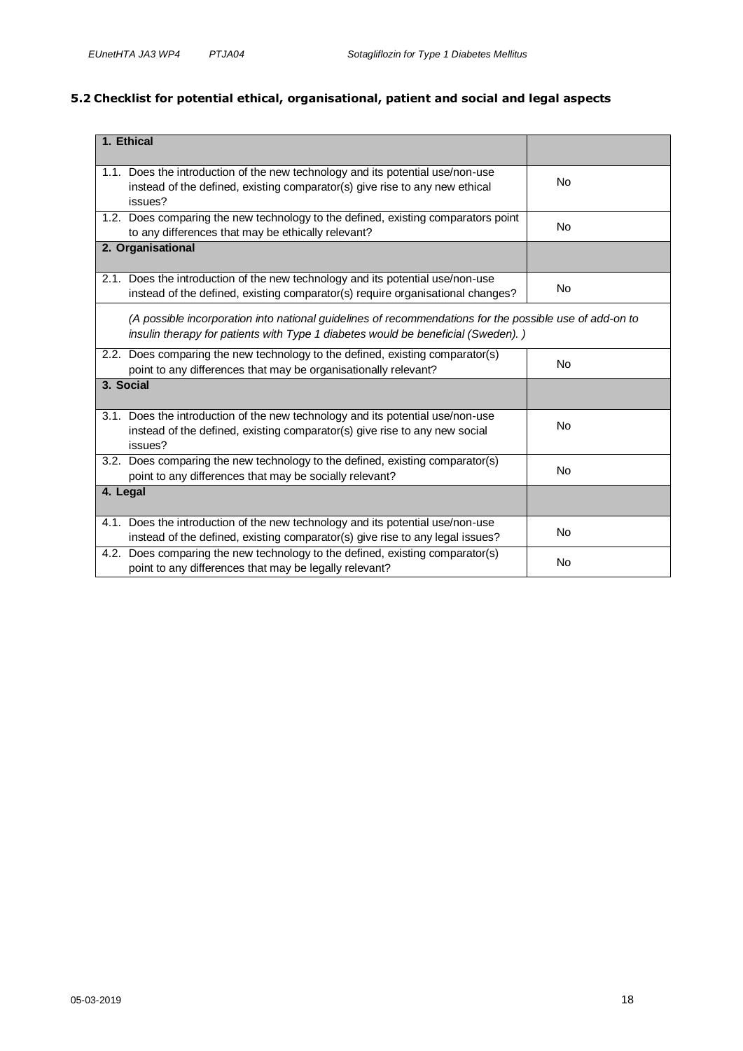## 5.2 Checklist for potential ethical, organisational, patient and social and legal aspects

| | |
|---|---|
| **1. Ethical** | |
| 1.1. Does the introduction of the new technology and its potential use/non-use instead of the defined, existing comparator(s) give rise to any new ethical issues? | No |
| 1.2. Does comparing the new technology to the defined, existing comparators point to any differences that may be ethically relevant? | No |
| **2. Organisational** | |
| 2.1. Does the introduction of the new technology and its potential use/non-use instead of the defined, existing comparator(s) require organisational changes? | No |
| *(A possible incorporation into national guidelines of recommendations for the possible use of add-on to insulin therapy for patients with Type 1 diabetes would be beneficial (Sweden).)* | |
| 2.2. Does comparing the new technology to the defined, existing comparator(s) point to any differences that may be organisationally relevant? | No |
| **3. Social** | |
| 3.1. Does the introduction of the new technology and its potential use/non-use instead of the defined, existing comparator(s) give rise to any new social issues? | No |
| 3.2. Does comparing the new technology to the defined, existing comparator(s) point to any differences that may be socially relevant? | No |
| **4. Legal** | |
| 4.1. Does the introduction of the new technology and its potential use/non-use instead of the defined, existing comparator(s) give rise to any legal issues? | No |
| 4.2. Does comparing the new technology to the defined, existing comparator(s) point to any differences that may be legally relevant? | No |